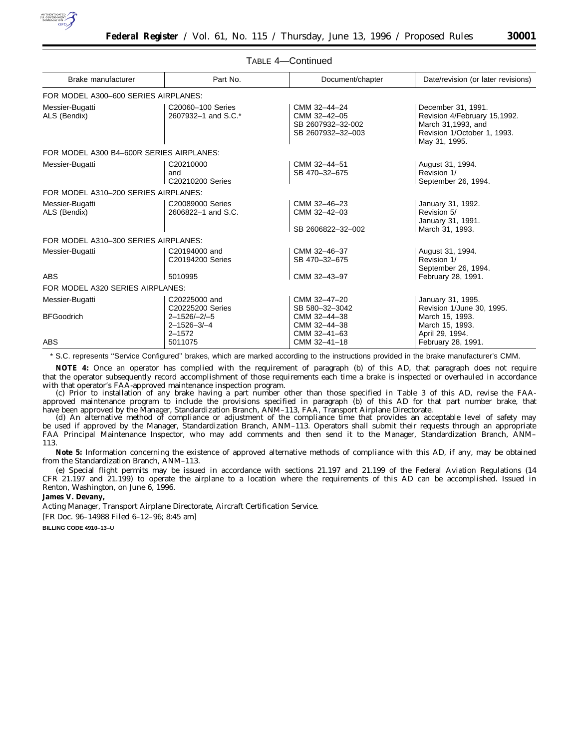TABLE 4—Continued

| Brake manufacturer | Part No. | Document/chapter | Date/revision (or later revisions) |
|---|---|---|---|
| FOR MODEL A300–600 SERIES AIRPLANES: | | | |
| Messier-Bugatti<br>ALS (Bendix) | C20060–100 Series<br>2607932–1 and S.C.* | CMM 32–44–24<br>CMM 32–42–05<br>SB 2607932–32-002<br>SB 2607932–32–003 | December 31, 1991.<br>Revision 4/February 15,1992.<br>March 31,1993, and<br>Revision 1/October 1, 1993.<br>May 31, 1995. |
| FOR MODEL A300 B4–600R SERIES AIRPLANES: | | | |
| Messier-Bugatti | C20210000<br>and<br>C20210200 Series | CMM 32–44–51<br>SB 470–32–675 | August 31, 1994.<br>Revision 1/<br>September 26, 1994. |
| FOR MODEL A310–200 SERIES AIRPLANES: | | | |
| Messier-Bugatti<br>ALS (Bendix) | C20089000 Series<br>2606822–1 and S.C. | CMM 32–46–23<br>CMM 32–42–03<br><br>SB 2606822–32–002 | January 31, 1992.<br>Revision 5/<br>January 31, 1991.<br>March 31, 1993. |
| FOR MODEL A310–300 SERIES AIRPLANES: | | | |
| Messier-Bugatti | C20194000 and<br>C20194200 Series | CMM 32–46–37<br>SB 470–32–675 | August 31, 1994.<br>Revision 1/<br>September 26, 1994. |
| ABS | 5010995 | CMM 32–43–97 | February 28, 1991. |
| FOR MODEL A320 SERIES AIRPLANES: | | | |
| Messier-Bugatti | C20225000 and<br>C20225200 Series | CMM 32–47–20<br>SB 580–32–3042 | January 31, 1995.<br>Revision 1/June 30, 1995. |
| BFGoodrich | 2–1526/–2/–5<br>2–1526–3/–4<br>2–1572 | CMM 32–44–38<br>CMM 32–44–38<br>CMM 32–41–63 | March 15, 1993.<br>March 15, 1993.<br>April 29, 1994. |
| ABS | 5011075 | CMM 32–41–18 | February 28, 1991. |

* S.C. represents "Service Configured" brakes, which are marked according to the instructions provided in the brake manufacturer's CMM.

**NOTE 4:** Once an operator has complied with the requirement of paragraph (b) of this AD, that paragraph does not require that the operator subsequently record accomplishment of those requirements each time a brake is inspected or overhauled in accordance with that operator's FAA-approved maintenance inspection program.

(c) Prior to installation of any brake having a part number other than those specified in Table 3 of this AD, revise the FAA-approved maintenance program to include the provisions specified in paragraph (b) of this AD for that part number brake, that have been approved by the Manager, Standardization Branch, ANM–113, FAA, Transport Airplane Directorate.

(d) An alternative method of compliance or adjustment of the compliance time that provides an acceptable level of safety may be used if approved by the Manager, Standardization Branch, ANM–113. Operators shall submit their requests through an appropriate FAA Principal Maintenance Inspector, who may add comments and then send it to the Manager, Standardization Branch, ANM–113.

**Note 5:** Information concerning the existence of approved alternative methods of compliance with this AD, if any, may be obtained from the Standardization Branch, ANM–113.

(e) Special flight permits may be issued in accordance with sections 21.197 and 21.199 of the Federal Aviation Regulations (14 CFR 21.197 and 21.199) to operate the airplane to a location where the requirements of this AD can be accomplished. Issued in Renton, Washington, on June 6, 1996.

**James V. Devany,**

Acting Manager, Transport Airplane Directorate, Aircraft Certification Service.

[FR Doc. 96–14988 Filed 6–12–96; 8:45 am]

BILLING CODE 4910–13–U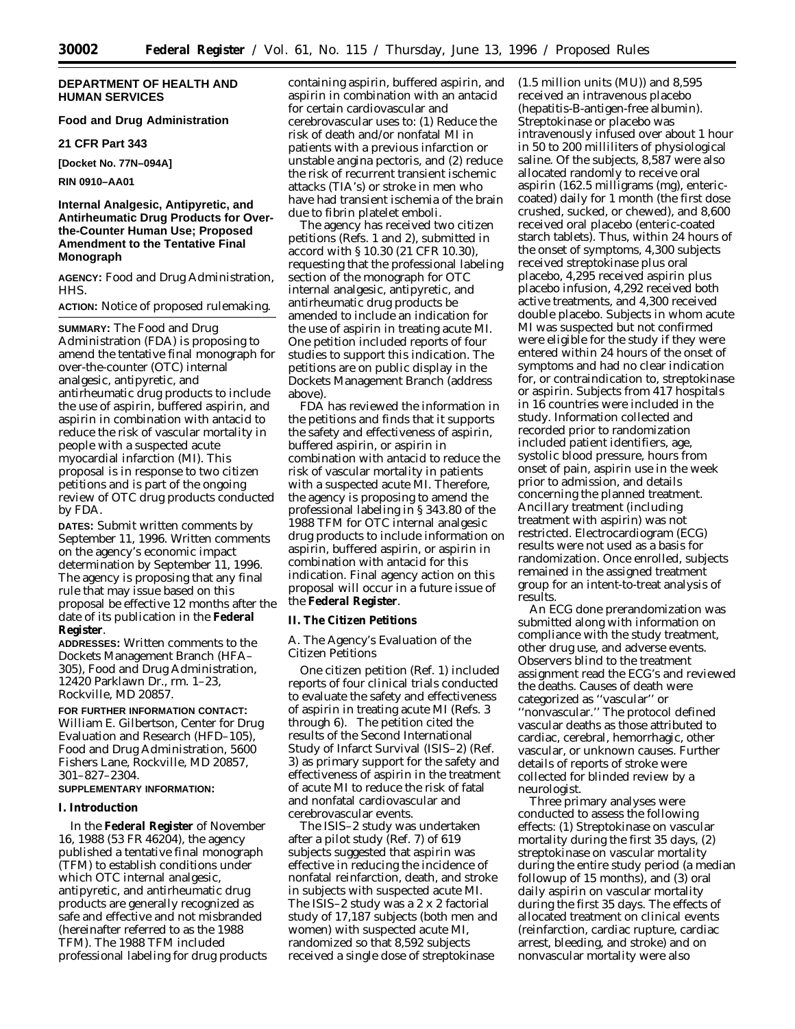**DEPARTMENT OF HEALTH AND HUMAN SERVICES**

**Food and Drug Administration**

**21 CFR Part 343**

**[Docket No. 77N–094A]**

**RIN 0910–AA01**

## Internal Analgesic, Antipyretic, and Antirheumatic Drug Products for Over-the-Counter Human Use; Proposed Amendment to the Tentative Final Monograph

**AGENCY:** Food and Drug Administration, HHS.

**ACTION:** Notice of proposed rulemaking.

---

**SUMMARY:** The Food and Drug Administration (FDA) is proposing to amend the tentative final monograph for over-the-counter (OTC) internal analgesic, antipyretic, and antirheumatic drug products to include the use of aspirin, buffered aspirin, and aspirin in combination with antacid to reduce the risk of vascular mortality in people with a suspected acute myocardial infarction (MI). This proposal is in response to two citizen petitions and is part of the ongoing review of OTC drug products conducted by FDA.

**DATES:** Submit written comments by September 11, 1996. Written comments on the agency's economic impact determination by September 11, 1996. The agency is proposing that any final rule that may issue based on this proposal be effective 12 months after the date of its publication in the **Federal Register**.

**ADDRESSES:** Written comments to the Dockets Management Branch (HFA–305), Food and Drug Administration, 12420 Parklawn Dr., rm. 1–23, Rockville, MD 20857.

**FOR FURTHER INFORMATION CONTACT:** William E. Gilbertson, Center for Drug Evaluation and Research (HFD–105), Food and Drug Administration, 5600 Fishers Lane, Rockville, MD 20857, 301–827–2304.

**SUPPLEMENTARY INFORMATION:**

### I. Introduction

In the **Federal Register** of November 16, 1988 (53 FR 46204), the agency published a tentative final monograph (TFM) to establish conditions under which OTC internal analgesic, antipyretic, and antirheumatic drug products are generally recognized as safe and effective and not misbranded (hereinafter referred to as the 1988 TFM). The 1988 TFM included professional labeling for drug products containing aspirin, buffered aspirin, and aspirin in combination with an antacid for certain cardiovascular and cerebrovascular uses to: (1) Reduce the risk of death and/or nonfatal MI in patients with a previous infarction or unstable angina pectoris, and (2) reduce the risk of recurrent transient ischemic attacks (TIA's) or stroke in men who have had transient ischemia of the brain due to fibrin platelet emboli.

The agency has received two citizen petitions (Refs. 1 and 2), submitted in accord with § 10.30 (21 CFR 10.30), requesting that the professional labeling section of the monograph for OTC internal analgesic, antipyretic, and antirheumatic drug products be amended to include an indication for the use of aspirin in treating acute MI. One petition included reports of four studies to support this indication. The petitions are on public display in the Dockets Management Branch (address above).

FDA has reviewed the information in the petitions and finds that it supports the safety and effectiveness of aspirin, buffered aspirin, or aspirin in combination with antacid to reduce the risk of vascular mortality in patients with a suspected acute MI. Therefore, the agency is proposing to amend the professional labeling in § 343.80 of the 1988 TFM for OTC internal analgesic drug products to include information on aspirin, buffered aspirin, or aspirin in combination with antacid for this indication. Final agency action on this proposal will occur in a future issue of the **Federal Register**.

### II. The Citizen Petitions

#### A. The Agency's Evaluation of the Citizen Petitions

One citizen petition (Ref. 1) included reports of four clinical trials conducted to evaluate the safety and effectiveness of aspirin in treating acute MI (Refs. 3 through 6). The petition cited the results of the Second International Study of Infarct Survival (ISIS–2) (Ref. 3) as primary support for the safety and effectiveness of aspirin in the treatment of acute MI to reduce the risk of fatal and nonfatal cardiovascular and cerebrovascular events.

The ISIS–2 study was undertaken after a pilot study (Ref. 7) of 619 subjects suggested that aspirin was effective in reducing the incidence of nonfatal reinfarction, death, and stroke in subjects with suspected acute MI. The ISIS–2 study was a 2 x 2 factorial study of 17,187 subjects (both men and women) with suspected acute MI, randomized so that 8,592 subjects received a single dose of streptokinase (1.5 million units (MU)) and 8,595 received an intravenous placebo (hepatitis-B-antigen-free albumin). Streptokinase or placebo was intravenously infused over about 1 hour in 50 to 200 milliliters of physiological saline. Of the subjects, 8,587 were also allocated randomly to receive oral aspirin (162.5 milligrams (mg), enteric-coated) daily for 1 month (the first dose crushed, sucked, or chewed), and 8,600 received oral placebo (enteric-coated starch tablets). Thus, within 24 hours of the onset of symptoms, 4,300 subjects received streptokinase plus oral placebo, 4,295 received aspirin plus placebo infusion, 4,292 received both active treatments, and 4,300 received double placebo. Subjects in whom acute MI was suspected but not confirmed were eligible for the study if they were entered within 24 hours of the onset of symptoms and had no clear indication for, or contraindication to, streptokinase or aspirin. Subjects from 417 hospitals in 16 countries were included in the study. Information collected and recorded prior to randomization included patient identifiers, age, systolic blood pressure, hours from onset of pain, aspirin use in the week prior to admission, and details concerning the planned treatment. Ancillary treatment (including treatment with aspirin) was not restricted. Electrocardiogram (ECG) results were not used as a basis for randomization. Once enrolled, subjects remained in the assigned treatment group for an intent-to-treat analysis of results.

An ECG done prerandomization was submitted along with information on compliance with the study treatment, other drug use, and adverse events. Observers blind to the treatment assignment read the ECG's and reviewed the deaths. Causes of death were categorized as ''vascular'' or ''nonvascular.'' The protocol defined vascular deaths as those attributed to cardiac, cerebral, hemorrhagic, other vascular, or unknown causes. Further details of reports of stroke were collected for blinded review by a neurologist.

Three primary analyses were conducted to assess the following effects: (1) Streptokinase on vascular mortality during the first 35 days, (2) streptokinase on vascular mortality during the entire study period (a median followup of 15 months), and (3) oral daily aspirin on vascular mortality during the first 35 days. The effects of allocated treatment on clinical events (reinfarction, cardiac rupture, cardiac arrest, bleeding, and stroke) and on nonvascular mortality were also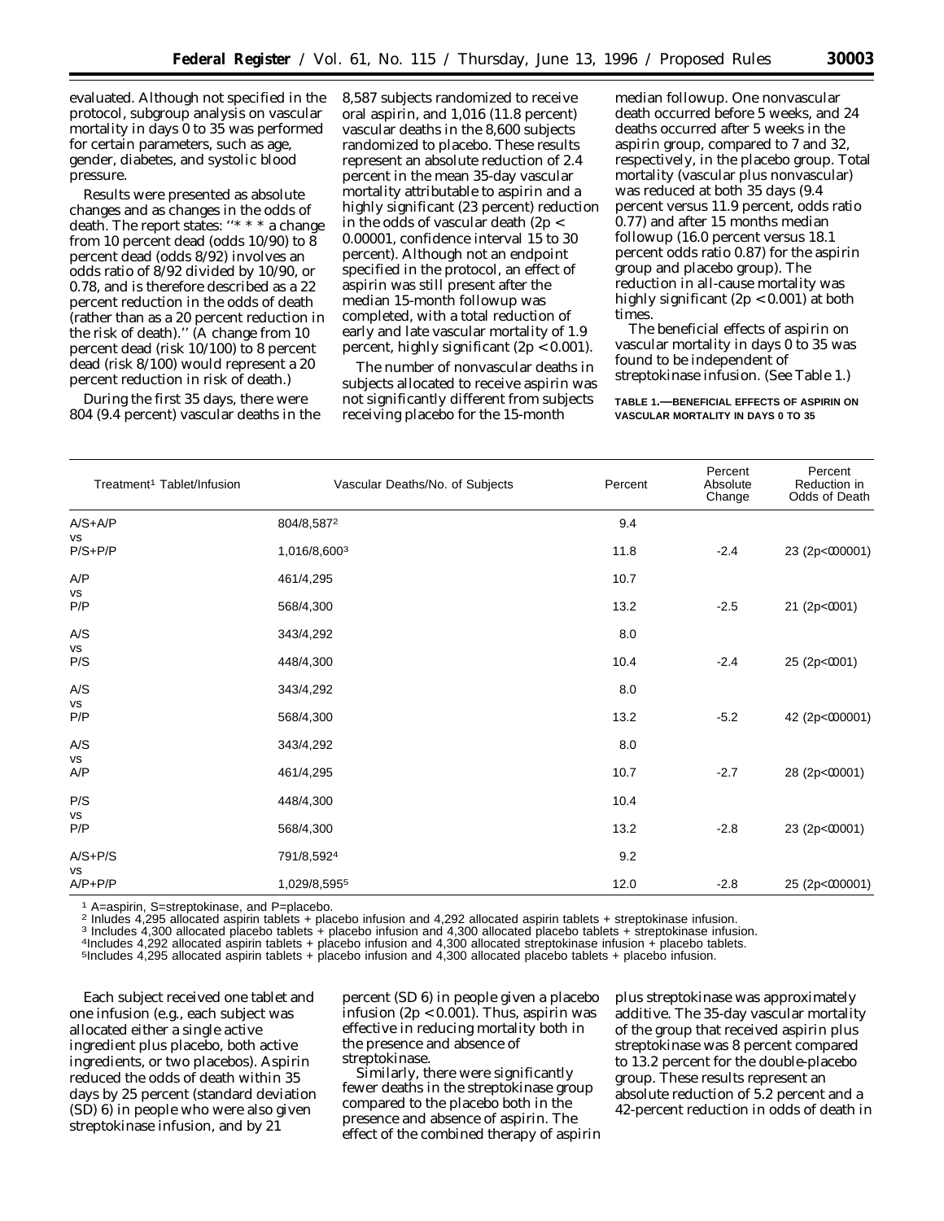evaluated. Although not specified in the protocol, subgroup analysis on vascular mortality in days 0 to 35 was performed for certain parameters, such as age, gender, diabetes, and systolic blood pressure.

Results were presented as absolute changes and as changes in the odds of death. The report states: ''* * * a change from 10 percent dead (odds 10/90) to 8 percent dead (odds 8/92) involves an odds ratio of 8/92 divided by 10/90, or 0.78, and is therefore described as a 22 percent reduction in the odds of death (rather than as a 20 percent reduction in the risk of death).'' (A change from 10 percent dead (risk 10/100) to 8 percent dead (risk 8/100) would represent a 20 percent reduction in risk of death.)

During the first 35 days, there were 804 (9.4 percent) vascular deaths in the 8,587 subjects randomized to receive oral aspirin, and 1,016 (11.8 percent) vascular deaths in the 8,600 subjects randomized to placebo. These results represent an absolute reduction of 2.4 percent in the mean 35-day vascular mortality attributable to aspirin and a highly significant (23 percent) reduction in the odds of vascular death ($2p < 0.00001$, confidence interval 15 to 30 percent). Although not an endpoint specified in the protocol, an effect of aspirin was still present after the median 15-month followup was completed, with a total reduction of early and late vascular mortality of 1.9 percent, highly significant ($2p < 0.001$).

The number of nonvascular deaths in subjects allocated to receive aspirin was not significantly different from subjects receiving placebo for the 15-month median followup. One nonvascular death occurred before 5 weeks, and 24 deaths occurred after 5 weeks in the aspirin group, compared to 7 and 32, respectively, in the placebo group. Total mortality (vascular plus nonvascular) was reduced at both 35 days (9.4 percent versus 11.9 percent, odds ratio 0.77) and after 15 months median followup (16.0 percent versus 18.1 percent odds ratio 0.87) for the aspirin group and placebo group). The reduction in all-cause mortality was highly significant ($2p < 0.001$) at both times.

The beneficial effects of aspirin on vascular mortality in days 0 to 35 was found to be independent of streptokinase infusion. (See Table 1.)

**TABLE 1.—BENEFICIAL EFFECTS OF ASPIRIN ON VASCULAR MORTALITY IN DAYS 0 TO 35**

| Treatment[1] Tablet/Infusion | Vascular Deaths/No. of Subjects | Percent | Percent Absolute Change | Percent Reduction in Odds of Death |
|---|---|---|---|---|
| A/S+A/P | 804/8,587[2] | 9.4 | | |
| vs | | | | |
| P/S+P/P | 1,016/8,600[3] | 11.8 | -2.4 | 23 (2p<000001) |
| A/P | 461/4,295 | 10.7 | | |
| vs | | | | |
| P/P | 568/4,300 | 13.2 | -2.5 | 21 (2p<0001) |
| A/S | 343/4,292 | 8.0 | | |
| vs | | | | |
| P/S | 448/4,300 | 10.4 | -2.4 | 25 (2p<0001) |
| A/S | 343/4,292 | 8.0 | | |
| vs | | | | |
| P/P | 568/4,300 | 13.2 | -5.2 | 42 (2p<000001) |
| A/S | 343/4,292 | 8.0 | | |
| vs | | | | |
| A/P | 461/4,295 | 10.7 | -2.7 | 28 (2p<00001) |
| P/S | 448/4,300 | 10.4 | | |
| vs | | | | |
| P/P | 568/4,300 | 13.2 | -2.8 | 23 (2p<00001) |
| A/S+P/S | 791/8,592[4] | 9.2 | | |
| vs | | | | |
| A/P+P/P | 1,029/8,595[5] | 12.0 | -2.8 | 25 (2p<000001) |

[1] A=aspirin, S=streptokinase, and P=placebo.
[2] Inludes 4,295 allocated aspirin tablets + placebo infusion and 4,292 allocated aspirin tablets + streptokinase infusion.
[3] Includes 4,300 allocated placebo tablets + placebo infusion and 4,300 allocated placebo tablets + streptokinase infusion.
[4] Includes 4,292 allocated aspirin tablets + placebo infusion and 4,300 allocated streptokinase infusion + placebo tablets.
[5] Includes 4,295 allocated aspirin tablets + placebo infusion and 4,300 allocated placebo tablets + placebo infusion.

Each subject received one tablet and one infusion (e.g., each subject was allocated either a single active ingredient plus placebo, both active ingredients, or two placebos). Aspirin reduced the odds of death within 35 days by 25 percent (standard deviation (SD) 6) in people who were also given streptokinase infusion, and by 21 percent (SD 6) in people given a placebo infusion ($2p < 0.001$). Thus, aspirin was effective in reducing mortality both in the presence and absence of streptokinase.

Similarly, there were significantly fewer deaths in the streptokinase group compared to the placebo both in the presence and absence of aspirin. The effect of the combined therapy of aspirin plus streptokinase was approximately additive. The 35-day vascular mortality of the group that received aspirin plus streptokinase was 8 percent compared to 13.2 percent for the double-placebo group. These results represent an absolute reduction of 5.2 percent and a 42-percent reduction in odds of death in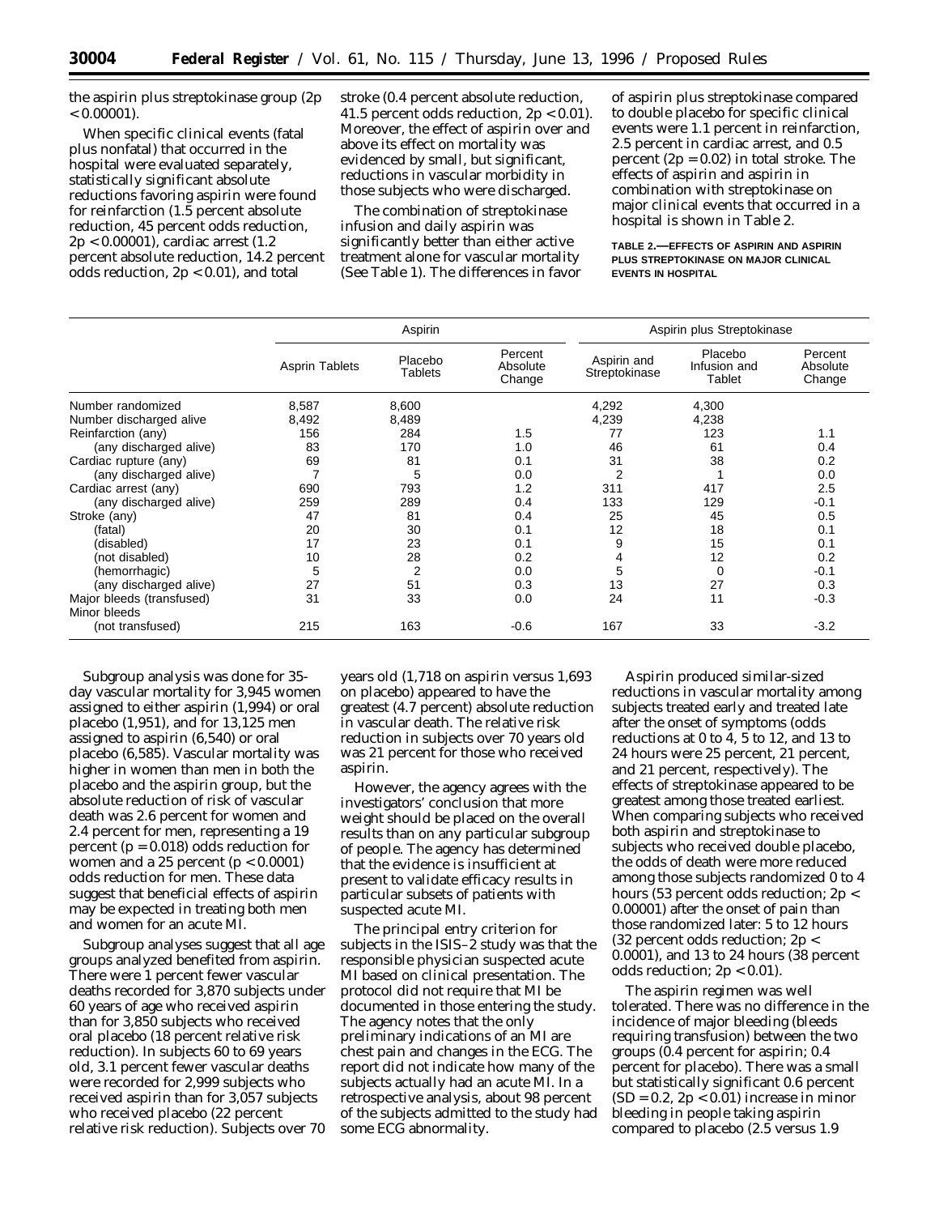the aspirin plus streptokinase group ($2p < 0.00001$).

When specific clinical events (fatal plus nonfatal) that occurred in the hospital were evaluated separately, statistically significant absolute reductions favoring aspirin were found for reinfarction (1.5 percent absolute reduction, 45 percent odds reduction, $2p < 0.00001$), cardiac arrest (1.2 percent absolute reduction, 14.2 percent odds reduction, $2p < 0.01$), and total stroke (0.4 percent absolute reduction, 41.5 percent odds reduction, $2p < 0.01$). Moreover, the effect of aspirin over and above its effect on mortality was evidenced by small, but significant, reductions in vascular morbidity in those subjects who were discharged.

The combination of streptokinase infusion and daily aspirin was significantly better than either active treatment alone for vascular mortality (See Table 1). The differences in favor of aspirin plus streptokinase compared to double placebo for specific clinical events were 1.1 percent in reinfarction, 2.5 percent in cardiac arrest, and 0.5 percent ($2p = 0.02$) in total stroke. The effects of aspirin and aspirin in combination with streptokinase on major clinical events that occurred in a hospital is shown in Table 2.

**TABLE 2.—EFFECTS OF ASPIRIN AND ASPIRIN PLUS STREPTOKINASE ON MAJOR CLINICAL EVENTS IN HOSPITAL**

| | Aspirin | | | Aspirin plus Streptokinase | | |
|---|---|---|---|---|---|---|
| | Asprin Tablets | Placebo Tablets | Percent Absolute Change | Aspirin and Streptokinase | Placebo Infusion and Tablet | Percent Absolute Change |
| Number randomized | 8,587 | 8,600 | | 4,292 | 4,300 | |
| Number discharged alive | 8,492 | 8,489 | | 4,239 | 4,238 | |
| Reinfarction (any) | 156 | 284 | 1.5 | 77 | 123 | 1.1 |
| (any discharged alive) | 83 | 170 | 1.0 | 46 | 61 | 0.4 |
| Cardiac rupture (any) | 69 | 81 | 0.1 | 31 | 38 | 0.2 |
| (any discharged alive) | 7 | 5 | 0.0 | 2 | 1 | 0.0 |
| Cardiac arrest (any) | 690 | 793 | 1.2 | 311 | 417 | 2.5 |
| (any discharged alive) | 259 | 289 | 0.4 | 133 | 129 | -0.1 |
| Stroke (any) | 47 | 81 | 0.4 | 25 | 45 | 0.5 |
| (fatal) | 20 | 30 | 0.1 | 12 | 18 | 0.1 |
| (disabled) | 17 | 23 | 0.1 | 9 | 15 | 0.1 |
| (not disabled) | 10 | 28 | 0.2 | 4 | 12 | 0.2 |
| (hemorrhagic) | 5 | 2 | 0.0 | 5 | 0 | -0.1 |
| (any discharged alive) | 27 | 51 | 0.3 | 13 | 27 | 0.3 |
| Major bleeds (transfused) | 31 | 33 | 0.0 | 24 | 11 | -0.3 |
| Minor bleeds (not transfused) | 215 | 163 | -0.6 | 167 | 33 | -3.2 |

Subgroup analysis was done for 35-day vascular mortality for 3,945 women assigned to either aspirin (1,994) or oral placebo (1,951), and for 13,125 men assigned to aspirin (6,540) or oral placebo (6,585). Vascular mortality was higher in women than men in both the placebo and the aspirin group, but the absolute reduction of risk of vascular death was 2.6 percent for women and 2.4 percent for men, representing a 19 percent ($p = 0.018$) odds reduction for women and a 25 percent ($p < 0.0001$) odds reduction for men. These data suggest that beneficial effects of aspirin may be expected in treating both men and women for an acute MI.

Subgroup analyses suggest that all age groups analyzed benefited from aspirin. There were 1 percent fewer vascular deaths recorded for 3,870 subjects under 60 years of age who received aspirin than for 3,850 subjects who received oral placebo (18 percent relative risk reduction). In subjects 60 to 69 years old, 3.1 percent fewer vascular deaths were recorded for 2,999 subjects who received aspirin than for 3,057 subjects who received placebo (22 percent relative risk reduction). Subjects over 70 years old (1,718 on aspirin versus 1,693 on placebo) appeared to have the greatest (4.7 percent) absolute reduction in vascular death. The relative risk reduction in subjects over 70 years old was 21 percent for those who received aspirin.

However, the agency agrees with the investigators' conclusion that more weight should be placed on the overall results than on any particular subgroup of people. The agency has determined that the evidence is insufficient at present to validate efficacy results in particular subsets of patients with suspected acute MI.

The principal entry criterion for subjects in the ISIS–2 study was that the responsible physician suspected acute MI based on clinical presentation. The protocol did not require that MI be documented in those entering the study. The agency notes that the only preliminary indications of an MI are chest pain and changes in the ECG. The report did not indicate how many of the subjects actually had an acute MI. In a retrospective analysis, about 98 percent of the subjects admitted to the study had some ECG abnormality.

Aspirin produced similar-sized reductions in vascular mortality among subjects treated early and treated late after the onset of symptoms (odds reductions at 0 to 4, 5 to 12, and 13 to 24 hours were 25 percent, 21 percent, and 21 percent, respectively). The effects of streptokinase appeared to be greatest among those treated earliest. When comparing subjects who received both aspirin and streptokinase to subjects who received double placebo, the odds of death were more reduced among those subjects randomized 0 to 4 hours (53 percent odds reduction; $2p < 0.00001$) after the onset of pain than those randomized later: 5 to 12 hours (32 percent odds reduction; $2p < 0.0001$), and 13 to 24 hours (38 percent odds reduction; $2p < 0.01$).

The aspirin regimen was well tolerated. There was no difference in the incidence of major bleeding (bleeds requiring transfusion) between the two groups (0.4 percent for aspirin; 0.4 percent for placebo). There was a small but statistically significant 0.6 percent ($SD = 0.2$, $2p < 0.01$) increase in minor bleeding in people taking aspirin compared to placebo (2.5 versus 1.9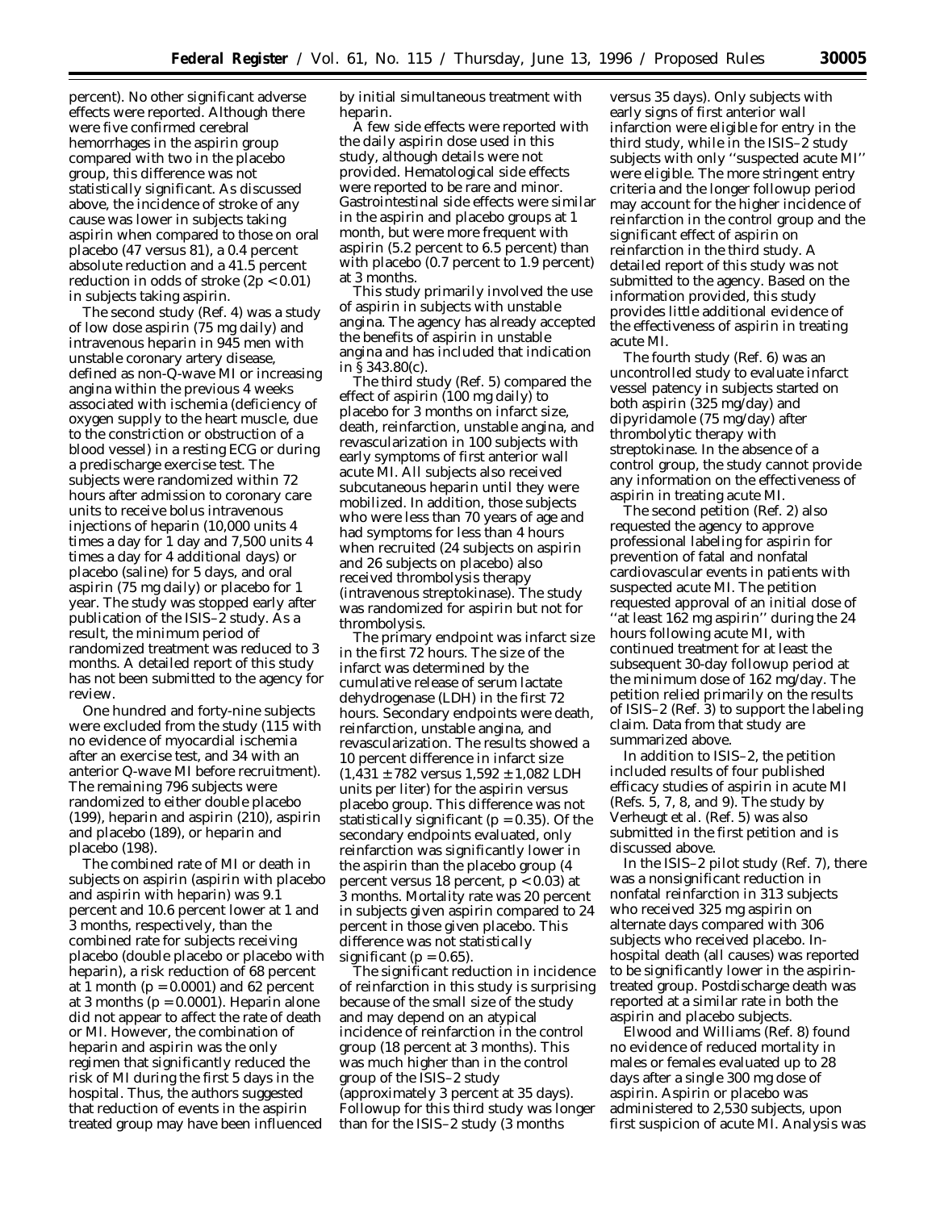percent). No other significant adverse effects were reported. Although there were five confirmed cerebral hemorrhages in the aspirin group compared with two in the placebo group, this difference was not statistically significant. As discussed above, the incidence of stroke of any cause was lower in subjects taking aspirin when compared to those on oral placebo (47 versus 81), a 0.4 percent absolute reduction and a 41.5 percent reduction in odds of stroke ($2p < 0.01$) in subjects taking aspirin.

The second study (Ref. 4) was a study of low dose aspirin (75 mg daily) and intravenous heparin in 945 men with unstable coronary artery disease, defined as non-Q-wave MI or increasing angina within the previous 4 weeks associated with ischemia (deficiency of oxygen supply to the heart muscle, due to the constriction or obstruction of a blood vessel) in a resting ECG or during a predischarge exercise test. The subjects were randomized within 72 hours after admission to coronary care units to receive bolus intravenous injections of heparin (10,000 units 4 times a day for 1 day and 7,500 units 4 times a day for 4 additional days) or placebo (saline) for 5 days, and oral aspirin (75 mg daily) or placebo for 1 year. The study was stopped early after publication of the ISIS–2 study. As a result, the minimum period of randomized treatment was reduced to 3 months. A detailed report of this study has not been submitted to the agency for review.

One hundred and forty-nine subjects were excluded from the study (115 with no evidence of myocardial ischemia after an exercise test, and 34 with an anterior Q-wave MI before recruitment). The remaining 796 subjects were randomized to either double placebo (199), heparin and aspirin (210), aspirin and placebo (189), or heparin and placebo (198).

The combined rate of MI or death in subjects on aspirin (aspirin with placebo and aspirin with heparin) was 9.1 percent and 10.6 percent lower at 1 and 3 months, respectively, than the combined rate for subjects receiving placebo (double placebo or placebo with heparin), a risk reduction of 68 percent at 1 month ($p = 0.0001$) and 62 percent at 3 months ($p = 0.0001$). Heparin alone did not appear to affect the rate of death or MI. However, the combination of heparin and aspirin was the only regimen that significantly reduced the risk of MI during the first 5 days in the hospital. Thus, the authors suggested that reduction of events in the aspirin treated group may have been influenced by initial simultaneous treatment with heparin.

A few side effects were reported with the daily aspirin dose used in this study, although details were not provided. Hematological side effects were reported to be rare and minor. Gastrointestinal side effects were similar in the aspirin and placebo groups at 1 month, but were more frequent with aspirin (5.2 percent to 6.5 percent) than with placebo (0.7 percent to 1.9 percent) at 3 months.

This study primarily involved the use of aspirin in subjects with unstable angina. The agency has already accepted the benefits of aspirin in unstable angina and has included that indication in § 343.80(c).

The third study (Ref. 5) compared the effect of aspirin (100 mg daily) to placebo for 3 months on infarct size, death, reinfarction, unstable angina, and revascularization in 100 subjects with early symptoms of first anterior wall acute MI. All subjects also received subcutaneous heparin until they were mobilized. In addition, those subjects who were less than 70 years of age and had symptoms for less than 4 hours when recruited (24 subjects on aspirin and 26 subjects on placebo) also received thrombolysis therapy (intravenous streptokinase). The study was randomized for aspirin but not for thrombolysis.

The primary endpoint was infarct size in the first 72 hours. The size of the infarct was determined by the cumulative release of serum lactate dehydrogenase (LDH) in the first 72 hours. Secondary endpoints were death, reinfarction, unstable angina, and revascularization. The results showed a 10 percent difference in infarct size ($1{,}431 \pm 782$ versus $1{,}592 \pm 1{,}082$ LDH units per liter) for the aspirin versus placebo group. This difference was not statistically significant ($p = 0.35$). Of the secondary endpoints evaluated, only reinfarction was significantly lower in the aspirin than the placebo group (4 percent versus 18 percent, $p < 0.03$) at 3 months. Mortality rate was 20 percent in subjects given aspirin compared to 24 percent in those given placebo. This difference was not statistically significant ($p = 0.65$).

The significant reduction in incidence of reinfarction in this study is surprising because of the small size of the study and may depend on an atypical incidence of reinfarction in the control group (18 percent at 3 months). This was much higher than in the control group of the ISIS–2 study (approximately 3 percent at 35 days). Followup for this third study was longer than for the ISIS–2 study (3 months versus 35 days). Only subjects with early signs of first anterior wall infarction were eligible for entry in the third study, while in the ISIS–2 study subjects with only ''suspected acute MI'' were eligible. The more stringent entry criteria and the longer followup period may account for the higher incidence of reinfarction in the control group and the significant effect of aspirin on reinfarction in the third study. A detailed report of this study was not submitted to the agency. Based on the information provided, this study provides little additional evidence of the effectiveness of aspirin in treating acute MI.

The fourth study (Ref. 6) was an uncontrolled study to evaluate infarct vessel patency in subjects started on both aspirin (325 mg/day) and dipyridamole (75 mg/day) after thrombolytic therapy with streptokinase. In the absence of a control group, the study cannot provide any information on the effectiveness of aspirin in treating acute MI.

The second petition (Ref. 2) also requested the agency to approve professional labeling for aspirin for prevention of fatal and nonfatal cardiovascular events in patients with suspected acute MI. The petition requested approval of an initial dose of ''at least 162 mg aspirin'' during the 24 hours following acute MI, with continued treatment for at least the subsequent 30-day followup period at the minimum dose of 162 mg/day. The petition relied primarily on the results of ISIS–2 (Ref. 3) to support the labeling claim. Data from that study are summarized above.

In addition to ISIS–2, the petition included results of four published efficacy studies of aspirin in acute MI (Refs. 5, 7, 8, and 9). The study by Verheugt et al. (Ref. 5) was also submitted in the first petition and is discussed above.

In the ISIS–2 pilot study (Ref. 7), there was a nonsignificant reduction in nonfatal reinfarction in 313 subjects who received 325 mg aspirin on alternate days compared with 306 subjects who received placebo. In-hospital death (all causes) was reported to be significantly lower in the aspirin-treated group. Postdischarge death was reported at a similar rate in both the aspirin and placebo subjects.

Elwood and Williams (Ref. 8) found no evidence of reduced mortality in males or females evaluated up to 28 days after a single 300 mg dose of aspirin. Aspirin or placebo was administered to 2,530 subjects, upon first suspicion of acute MI. Analysis was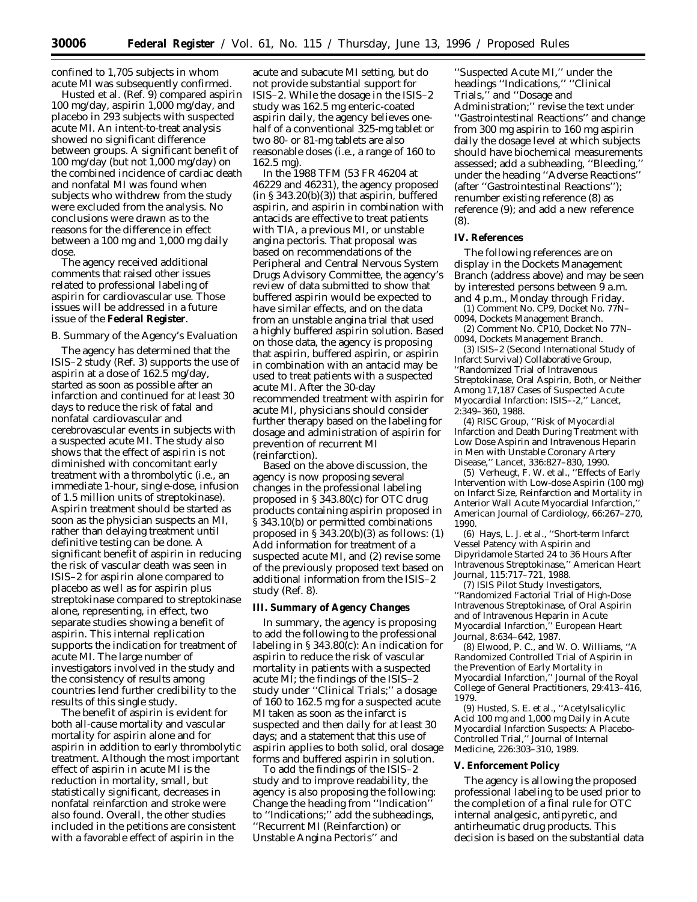confined to 1,705 subjects in whom acute MI was subsequently confirmed.

Husted et al. (Ref. 9) compared aspirin 100 mg/day, aspirin 1,000 mg/day, and placebo in 293 subjects with suspected acute MI. An intent-to-treat analysis showed no significant difference between groups. A significant benefit of 100 mg/day (but not 1,000 mg/day) on the combined incidence of cardiac death and nonfatal MI was found when subjects who withdrew from the study were excluded from the analysis. No conclusions were drawn as to the reasons for the difference in effect between a 100 mg and 1,000 mg daily dose.

The agency received additional comments that raised other issues related to professional labeling of aspirin for cardiovascular use. Those issues will be addressed in a future issue of the **Federal Register**.

*B. Summary of the Agency's Evaluation*

The agency has determined that the ISIS–2 study (Ref. 3) supports the use of aspirin at a dose of 162.5 mg/day, started as soon as possible after an infarction and continued for at least 30 days to reduce the risk of fatal and nonfatal cardiovascular and cerebrovascular events in subjects with a suspected acute MI. The study also shows that the effect of aspirin is not diminished with concomitant early treatment with a thrombolytic (i.e., an immediate 1-hour, single-dose, infusion of 1.5 million units of streptokinase). Aspirin treatment should be started as soon as the physician suspects an MI, rather than delaying treatment until definitive testing can be done. A significant benefit of aspirin in reducing the risk of vascular death was seen in ISIS–2 for aspirin alone compared to placebo as well as for aspirin plus streptokinase compared to streptokinase alone, representing, in effect, two separate studies showing a benefit of aspirin. This internal replication supports the indication for treatment of acute MI. The large number of investigators involved in the study and the consistency of results among countries lend further credibility to the results of this single study.

The benefit of aspirin is evident for both all-cause mortality and vascular mortality for aspirin alone and for aspirin in addition to early thrombolytic treatment. Although the most important effect of aspirin in acute MI is the reduction in mortality, small, but statistically significant, decreases in nonfatal reinfarction and stroke were also found. Overall, the other studies included in the petitions are consistent with a favorable effect of aspirin in the acute and subacute MI setting, but do not provide substantial support for ISIS–2. While the dosage in the ISIS–2 study was 162.5 mg enteric-coated aspirin daily, the agency believes one-half of a conventional 325-mg tablet or two 80- or 81-mg tablets are also reasonable doses (i.e., a range of 160 to 162.5 mg).

In the 1988 TFM (53 FR 46204 at 46229 and 46231), the agency proposed (in § 343.20(b)(3)) that aspirin, buffered aspirin, and aspirin in combination with antacids are effective to treat patients with TIA, a previous MI, or unstable angina pectoris. That proposal was based on recommendations of the Peripheral and Central Nervous System Drugs Advisory Committee, the agency's review of data submitted to show that buffered aspirin would be expected to have similar effects, and on the data from an unstable angina trial that used a highly buffered aspirin solution. Based on those data, the agency is proposing that aspirin, buffered aspirin, or aspirin in combination with an antacid may be used to treat patients with a suspected acute MI. After the 30-day recommended treatment with aspirin for acute MI, physicians should consider further therapy based on the labeling for dosage and administration of aspirin for prevention of recurrent MI (reinfarction).

Based on the above discussion, the agency is now proposing several changes in the professional labeling proposed in § 343.80(c) for OTC drug products containing aspirin proposed in § 343.10(b) or permitted combinations proposed in § 343.20(b)(3) as follows: (1) Add information for treatment of a suspected acute MI, and (2) revise some of the previously proposed text based on additional information from the ISIS–2 study (Ref. 8).

## III. Summary of Agency Changes

In summary, the agency is proposing to add the following to the professional labeling in § 343.80(c): An indication for aspirin to reduce the risk of vascular mortality in patients with a suspected acute MI; the findings of the ISIS–2 study under ''Clinical Trials;'' a dosage of 160 to 162.5 mg for a suspected acute MI taken as soon as the infarct is suspected and then daily for at least 30 days; and a statement that this use of aspirin applies to both solid, oral dosage forms and buffered aspirin in solution.

To add the findings of the ISIS–2 study and to improve readability, the agency is also proposing the following: Change the heading from ''Indication'' to ''Indications;'' add the subheadings, ''Recurrent MI (Reinfarction) or Unstable Angina Pectoris'' and ''Suspected Acute MI,'' under the headings ''Indications,'' ''Clinical Trials,'' and ''Dosage and Administration;'' revise the text under ''Gastrointestinal Reactions'' and change from 300 mg aspirin to 160 mg aspirin daily the dosage level at which subjects should have biochemical measurements assessed; add a subheading, ''Bleeding,'' under the heading ''Adverse Reactions'' (after ''Gastrointestinal Reactions''); renumber existing reference (8) as reference (9); and add a new reference (8).

## IV. References

The following references are on display in the Dockets Management Branch (address above) and may be seen by interested persons between 9 a.m. and 4 p.m., Monday through Friday.

(1) Comment No. CP9, Docket No. 77N–0094, Dockets Management Branch.

(2) Comment No. CP10, Docket No 77N–0094, Dockets Management Branch.

(3) ISIS–2 (Second International Study of Infarct Survival) Collaborative Group, ''Randomized Trial of Intravenous Streptokinase, Oral Aspirin, Both, or Neither Among 17,187 Cases of Suspected Acute Myocardial Infarction: ISIS–-2,'' *Lancet*, 2:349–360, 1988.

(4) RISC Group, ''Risk of Myocardial Infarction and Death During Treatment with Low Dose Aspirin and Intravenous Heparin in Men with Unstable Coronary Artery Disease,'' *Lancet*, 336:827–830, 1990.

(5) Verheugt, F. W. et al., ''Effects of Early Intervention with Low-dose Aspirin (100 mg) on Infarct Size, Reinfarction and Mortality in Anterior Wall Acute Myocardial Infarction,'' *American Journal of Cardiology*, 66:267–270, 1990.

(6) Hays, L. J. et al., ''Short-term Infarct Vessel Patency with Aspirin and Dipyridamole Started 24 to 36 Hours After Intravenous Streptokinase,'' *American Heart Journal*, 115:717–721, 1988.

(7) ISIS Pilot Study Investigators, ''Randomized Factorial Trial of High-Dose Intravenous Streptokinase, of Oral Aspirin and of Intravenous Heparin in Acute Myocardial Infarction,'' *European Heart Journal*, 8:634–642, 1987.

(8) Elwood, P. C., and W. O. Williams, ''A Randomized Controlled Trial of Aspirin in the Prevention of Early Mortality in Myocardial Infarction,'' *Journal of the Royal College of General Practitioners*, 29:413–416, 1979.

(9) Husted, S. E. et al., ''Acetylsalicylic Acid 100 mg and 1,000 mg Daily in Acute Myocardial Infarction Suspects: A Placebo-Controlled Trial,'' *Journal of Internal Medicine*, 226:303–310, 1989.

## V. Enforcement Policy

The agency is allowing the proposed professional labeling to be used prior to the completion of a final rule for OTC internal analgesic, antipyretic, and antirheumatic drug products. This decision is based on the substantial data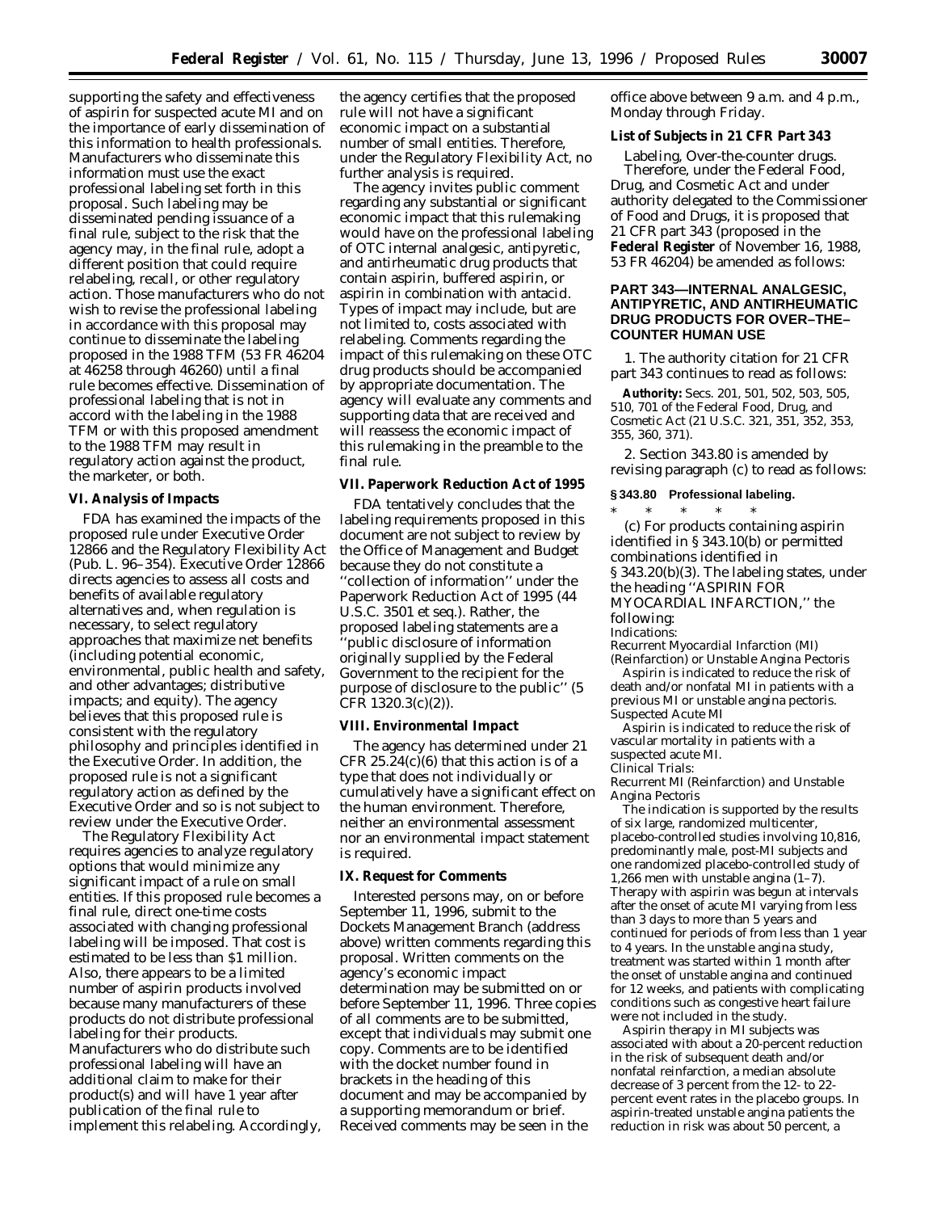supporting the safety and effectiveness of aspirin for suspected acute MI and on the importance of early dissemination of this information to health professionals. Manufacturers who disseminate this information must use the exact professional labeling set forth in this proposal. Such labeling may be disseminated pending issuance of a final rule, subject to the risk that the agency may, in the final rule, adopt a different position that could require relabeling, recall, or other regulatory action. Those manufacturers who do not wish to revise the professional labeling in accordance with this proposal may continue to disseminate the labeling proposed in the 1988 TFM (53 FR 46204 at 46258 through 46260) until a final rule becomes effective. Dissemination of professional labeling that is not in accord with the labeling in the 1988 TFM or with this proposed amendment to the 1988 TFM may result in regulatory action against the product, the marketer, or both.

**VI. Analysis of Impacts**

FDA has examined the impacts of the proposed rule under Executive Order 12866 and the Regulatory Flexibility Act (Pub. L. 96–354). Executive Order 12866 directs agencies to assess all costs and benefits of available regulatory alternatives and, when regulation is necessary, to select regulatory approaches that maximize net benefits (including potential economic, environmental, public health and safety, and other advantages; distributive impacts; and equity). The agency believes that this proposed rule is consistent with the regulatory philosophy and principles identified in the Executive Order. In addition, the proposed rule is not a significant regulatory action as defined by the Executive Order and so is not subject to review under the Executive Order.

The Regulatory Flexibility Act requires agencies to analyze regulatory options that would minimize any significant impact of a rule on small entities. If this proposed rule becomes a final rule, direct one-time costs associated with changing professional labeling will be imposed. That cost is estimated to be less than $1 million. Also, there appears to be a limited number of aspirin products involved because many manufacturers of these products do not distribute professional labeling for their products. Manufacturers who do distribute such professional labeling will have an additional claim to make for their product(s) and will have 1 year after publication of the final rule to implement this relabeling. Accordingly, the agency certifies that the proposed rule will not have a significant economic impact on a substantial number of small entities. Therefore, under the Regulatory Flexibility Act, no further analysis is required.

The agency invites public comment regarding any substantial or significant economic impact that this rulemaking would have on the professional labeling of OTC internal analgesic, antipyretic, and antirheumatic drug products that contain aspirin, buffered aspirin, or aspirin in combination with antacid. Types of impact may include, but are not limited to, costs associated with relabeling. Comments regarding the impact of this rulemaking on these OTC drug products should be accompanied by appropriate documentation. The agency will evaluate any comments and supporting data that are received and will reassess the economic impact of this rulemaking in the preamble to the final rule.

**VII. Paperwork Reduction Act of 1995**

FDA tentatively concludes that the labeling requirements proposed in this document are not subject to review by the Office of Management and Budget because they do not constitute a ''collection of information'' under the Paperwork Reduction Act of 1995 (44 U.S.C. 3501 et seq.). Rather, the proposed labeling statements are a ''public disclosure of information originally supplied by the Federal Government to the recipient for the purpose of disclosure to the public'' (5 CFR 1320.3(c)(2)).

**VIII. Environmental Impact**

The agency has determined under 21 CFR 25.24(c)(6) that this action is of a type that does not individually or cumulatively have a significant effect on the human environment. Therefore, neither an environmental assessment nor an environmental impact statement is required.

**IX. Request for Comments**

Interested persons may, on or before September 11, 1996, submit to the Dockets Management Branch (address above) written comments regarding this proposal. Written comments on the agency's economic impact determination may be submitted on or before September 11, 1996. Three copies of all comments are to be submitted, except that individuals may submit one copy. Comments are to be identified with the docket number found in brackets in the heading of this document and may be accompanied by a supporting memorandum or brief. Received comments may be seen in the office above between 9 a.m. and 4 p.m., Monday through Friday.

**List of Subjects in 21 CFR Part 343**

Labeling, Over-the-counter drugs.

Therefore, under the Federal Food, Drug, and Cosmetic Act and under authority delegated to the Commissioner of Food and Drugs, it is proposed that 21 CFR part 343 (proposed in the **Federal Register** of November 16, 1988, 53 FR 46204) be amended as follows:

**PART 343—INTERNAL ANALGESIC, ANTIPYRETIC, AND ANTIRHEUMATIC DRUG PRODUCTS FOR OVER–THE–COUNTER HUMAN USE**

1. The authority citation for 21 CFR part 343 continues to read as follows:

**Authority:** Secs. 201, 501, 502, 503, 505, 510, 701 of the Federal Food, Drug, and Cosmetic Act (21 U.S.C. 321, 351, 352, 353, 355, 360, 371).

2. Section 343.80 is amended by revising paragraph (c) to read as follows:

**§ 343.80 Professional labeling.**

\* \* \* \* \*

(c) For products containing aspirin identified in § 343.10(b) or permitted combinations identified in § 343.20(b)(3). The labeling states, under the heading ''ASPIRIN FOR MYOCARDIAL INFARCTION,'' the following:

*Indications:*

*Recurrent Myocardial Infarction (MI) (Reinfarction) or Unstable Angina Pectoris*

Aspirin is indicated to reduce the risk of death and/or nonfatal MI in patients with a previous MI or unstable angina pectoris.

*Suspected Acute MI*

Aspirin is indicated to reduce the risk of vascular mortality in patients with a suspected acute MI.

*Clinical Trials:*

*Recurrent MI (Reinfarction) and Unstable Angina Pectoris*

The indication is supported by the results of six large, randomized multicenter, placebo-controlled studies involving 10,816, predominantly male, post-MI subjects and one randomized placebo-controlled study of 1,266 men with unstable angina (1–7). Therapy with aspirin was begun at intervals after the onset of acute MI varying from less than 3 days to more than 5 years and continued for periods of from less than 1 year to 4 years. In the unstable angina study, treatment was started within 1 month after the onset of unstable angina and continued for 12 weeks, and patients with complicating conditions such as congestive heart failure were not included in the study.

Aspirin therapy in MI subjects was associated with about a 20-percent reduction in the risk of subsequent death and/or nonfatal reinfarction, a median absolute decrease of 3 percent from the 12- to 22-percent event rates in the placebo groups. In aspirin-treated unstable angina patients the reduction in risk was about 50 percent, a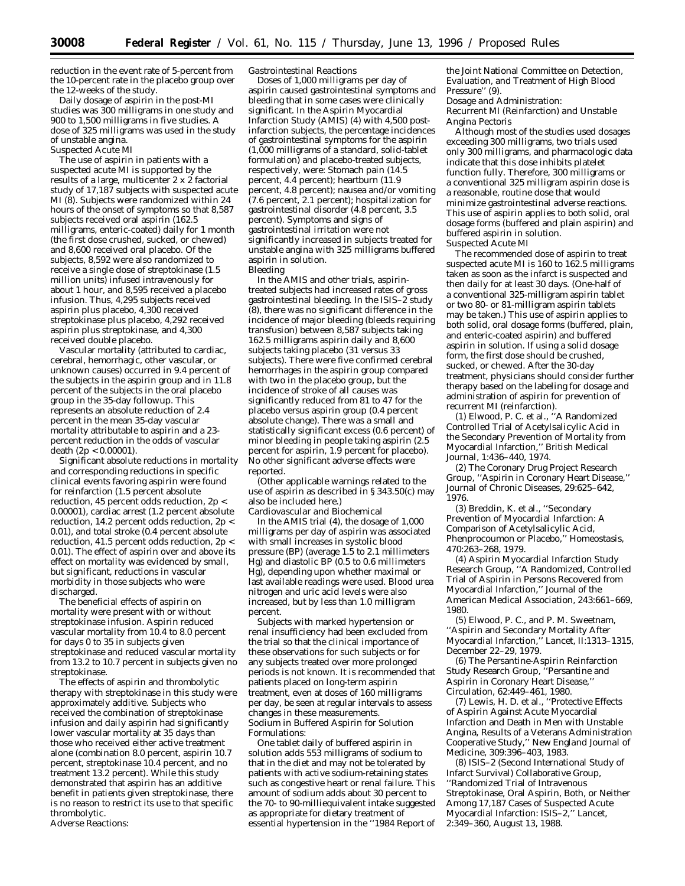reduction in the event rate of 5-percent from the 10-percent rate in the placebo group over the 12-weeks of the study.

Daily dosage of aspirin in the post-MI studies was 300 milligrams in one study and 900 to 1,500 milligrams in five studies. A dose of 325 milligrams was used in the study of unstable angina.

Suspected Acute MI

The use of aspirin in patients with a suspected acute MI is supported by the results of a large, multicenter 2 x 2 factorial study of 17,187 subjects with suspected acute MI (8). Subjects were randomized within 24 hours of the onset of symptoms so that 8,587 subjects received oral aspirin (162.5 milligrams, enteric-coated) daily for 1 month (the first dose crushed, sucked, or chewed) and 8,600 received oral placebo. Of the subjects, 8,592 were also randomized to receive a single dose of streptokinase (1.5 million units) infused intravenously for about 1 hour, and 8,595 received a placebo infusion. Thus, 4,295 subjects received aspirin plus placebo, 4,300 received streptokinase plus placebo, 4,292 received aspirin plus streptokinase, and 4,300 received double placebo.

Vascular mortality (attributed to cardiac, cerebral, hemorrhagic, other vascular, or unknown causes) occurred in 9.4 percent of the subjects in the aspirin group and in 11.8 percent of the subjects in the oral placebo group in the 35-day followup. This represents an absolute reduction of 2.4 percent in the mean 35-day vascular mortality attributable to aspirin and a 23-percent reduction in the odds of vascular death ($2p < 0.00001$).

Significant absolute reductions in mortality and corresponding reductions in specific clinical events favoring aspirin were found for reinfarction (1.5 percent absolute reduction, 45 percent odds reduction, $2p < 0.00001$), cardiac arrest (1.2 percent absolute reduction, 14.2 percent odds reduction, $2p < 0.01$), and total stroke (0.4 percent absolute reduction, 41.5 percent odds reduction, $2p < 0.01$). The effect of aspirin over and above its effect on mortality was evidenced by small, but significant, reductions in vascular morbidity in those subjects who were discharged.

The beneficial effects of aspirin on mortality were present with or without streptokinase infusion. Aspirin reduced vascular mortality from 10.4 to 8.0 percent for days 0 to 35 in subjects given streptokinase and reduced vascular mortality from 13.2 to 10.7 percent in subjects given no streptokinase.

The effects of aspirin and thrombolytic therapy with streptokinase in this study were approximately additive. Subjects who received the combination of streptokinase infusion and daily aspirin had significantly lower vascular mortality at 35 days than those who received either active treatment alone (combination 8.0 percent, aspirin 10.7 percent, streptokinase 10.4 percent, and no treatment 13.2 percent). While this study demonstrated that aspirin has an additive benefit in patients given streptokinase, there is no reason to restrict its use to that specific thrombolytic.

Adverse Reactions:

Gastrointestinal Reactions

Doses of 1,000 milligrams per day of aspirin caused gastrointestinal symptoms and bleeding that in some cases were clinically significant. In the Aspirin Myocardial Infarction Study (AMIS) (4) with 4,500 post-infarction subjects, the percentage incidences of gastrointestinal symptoms for the aspirin (1,000 milligrams of a standard, solid-tablet formulation) and placebo-treated subjects, respectively, were: Stomach pain (14.5 percent, 4.4 percent); heartburn (11.9 percent, 4.8 percent); nausea and/or vomiting (7.6 percent, 2.1 percent); hospitalization for gastrointestinal disorder (4.8 percent, 3.5 percent). Symptoms and signs of gastrointestinal irritation were not significantly increased in subjects treated for unstable angina with 325 milligrams buffered aspirin in solution.

Bleeding

In the AMIS and other trials, aspirin-treated subjects had increased rates of gross gastrointestinal bleeding. In the ISIS–2 study (8), there was no significant difference in the incidence of major bleeding (bleeds requiring transfusion) between 8,587 subjects taking 162.5 milligrams aspirin daily and 8,600 subjects taking placebo (31 versus 33 subjects). There were five confirmed cerebral hemorrhages in the aspirin group compared with two in the placebo group, but the incidence of stroke of all causes was significantly reduced from 81 to 47 for the placebo versus aspirin group (0.4 percent absolute change). There was a small and statistically significant excess (0.6 percent) of minor bleeding in people taking aspirin (2.5 percent for aspirin, 1.9 percent for placebo). No other significant adverse effects were reported.

(Other applicable warnings related to the use of aspirin as described in § 343.50(c) may also be included here.)

Cardiovascular and Biochemical

In the AMIS trial (4), the dosage of 1,000 milligrams per day of aspirin was associated with small increases in systolic blood pressure (BP) (average 1.5 to 2.1 millimeters Hg) and diastolic BP (0.5 to 0.6 millimeters Hg), depending upon whether maximal or last available readings were used. Blood urea nitrogen and uric acid levels were also increased, but by less than 1.0 milligram percent.

Subjects with marked hypertension or renal insufficiency had been excluded from the trial so that the clinical importance of these observations for such subjects or for any subjects treated over more prolonged periods is not known. It is recommended that patients placed on long-term aspirin treatment, even at doses of 160 milligrams per day, be seen at regular intervals to assess changes in these measurements.

Sodium in Buffered Aspirin for Solution Formulations:

One tablet daily of buffered aspirin in solution adds 553 milligrams of sodium to that in the diet and may not be tolerated by patients with active sodium-retaining states such as congestive heart or renal failure. This amount of sodium adds about 30 percent to the 70- to 90-milliequivalent intake suggested as appropriate for dietary treatment of essential hypertension in the ''1984 Report of the Joint National Committee on Detection, Evaluation, and Treatment of High Blood Pressure'' (9).

Dosage and Administration:

Recurrent MI (Reinfarction) and Unstable Angina Pectoris

Although most of the studies used dosages exceeding 300 milligrams, two trials used only 300 milligrams, and pharmacologic data indicate that this dose inhibits platelet function fully. Therefore, 300 milligrams or a conventional 325 milligram aspirin dose is a reasonable, routine dose that would minimize gastrointestinal adverse reactions. This use of aspirin applies to both solid, oral dosage forms (buffered and plain aspirin) and buffered aspirin in solution.

Suspected Acute MI

The recommended dose of aspirin to treat suspected acute MI is 160 to 162.5 milligrams taken as soon as the infarct is suspected and then daily for at least 30 days. (One-half of a conventional 325-milligram aspirin tablet or two 80- or 81-milligram aspirin tablets may be taken.) This use of aspirin applies to both solid, oral dosage forms (buffered, plain, and enteric-coated aspirin) and buffered aspirin in solution. If using a solid dosage form, the first dose should be crushed, sucked, or chewed. After the 30-day treatment, physicians should consider further therapy based on the labeling for dosage and administration of aspirin for prevention of recurrent MI (reinfarction).

(1) Elwood, P. C. et al., ''A Randomized Controlled Trial of Acetylsalicylic Acid in the Secondary Prevention of Mortality from Myocardial Infarction,'' British Medical Journal, 1:436–440, 1974.

(2) The Coronary Drug Project Research Group, ''Aspirin in Coronary Heart Disease,'' Journal of Chronic Diseases, 29:625–642, 1976.

(3) Breddin, K. et al., ''Secondary Prevention of Myocardial Infarction: A Comparison of Acetylsalicylic Acid, Phenprocoumon or Placebo,'' Homeostasis, 470:263–268, 1979.

(4) Aspirin Myocardial Infarction Study Research Group, ''A Randomized, Controlled Trial of Aspirin in Persons Recovered from Myocardial Infarction,'' Journal of the American Medical Association, 243:661–669, 1980.

(5) Elwood, P. C., and P. M. Sweetnam, ''Aspirin and Secondary Mortality After Myocardial Infarction,'' Lancet, II:1313–1315, December 22–29, 1979.

(6) The Persantine-Aspirin Reinfarction Study Research Group, ''Persantine and Aspirin in Coronary Heart Disease,'' Circulation, 62:449–461, 1980.

(7) Lewis, H. D. et al., ''Protective Effects of Aspirin Against Acute Myocardial Infarction and Death in Men with Unstable Angina, Results of a Veterans Administration Cooperative Study,'' New England Journal of Medicine, 309:396–403, 1983.

(8) ISIS–2 (Second International Study of Infarct Survival) Collaborative Group, ''Randomized Trial of Intravenous Streptokinase, Oral Aspirin, Both, or Neither Among 17,187 Cases of Suspected Acute Myocardial Infarction: ISIS–2,'' Lancet, 2:349–360, August 13, 1988.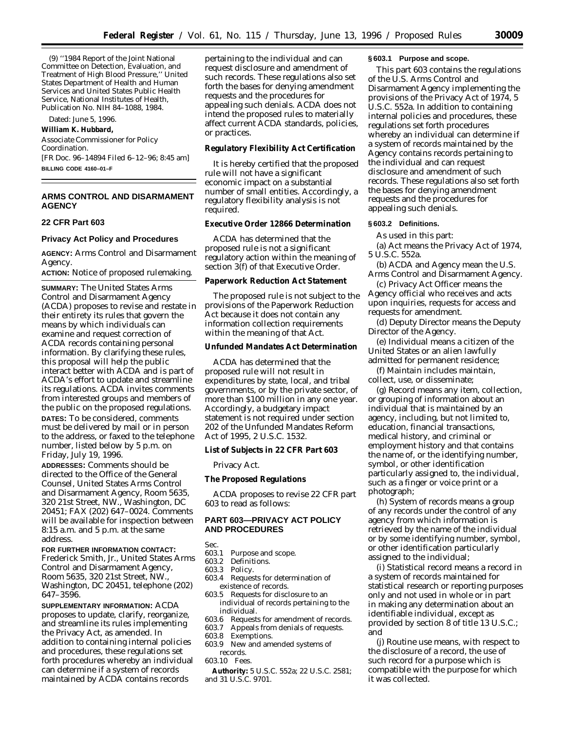(9) ''1984 Report of the Joint National Committee on Detection, Evaluation, and Treatment of High Blood Pressure,'' United States Department of Health and Human Services and United States Public Health Service, National Institutes of Health, Publication No. NIH 84–1088, 1984.

Dated: June 5, 1996.

**William K. Hubbard,**

*Associate Commissioner for Policy Coordination.*

[FR Doc. 96–14894 Filed 6–12–96; 8:45 am]

**BILLING CODE 4160–01–F**

## ARMS CONTROL AND DISARMAMENT AGENCY

### 22 CFR Part 603

### Privacy Act Policy and Procedures

**AGENCY:** Arms Control and Disarmament Agency.

**ACTION:** Notice of proposed rulemaking.

**SUMMARY:** The United States Arms Control and Disarmament Agency (ACDA) proposes to revise and restate in their entirety its rules that govern the means by which individuals can examine and request correction of ACDA records containing personal information. By clarifying these rules, this proposal will help the public interact better with ACDA and is part of ACDA's effort to update and streamline its regulations. ACDA invites comments from interested groups and members of the public on the proposed regulations.

**DATES:** To be considered, comments must be delivered by mail or in person to the address, or faxed to the telephone number, listed below by 5 p.m. on Friday, July 19, 1996.

**ADDRESSES:** Comments should be directed to the Office of the General Counsel, United States Arms Control and Disarmament Agency, Room 5635, 320 21st Street, NW., Washington, DC 20451; FAX (202) 647–0024. Comments will be available for inspection between 8:15 a.m. and 5 p.m. at the same address.

**FOR FURTHER INFORMATION CONTACT:** Frederick Smith, Jr., United States Arms Control and Disarmament Agency, Room 5635, 320 21st Street, NW., Washington, DC 20451, telephone (202) 647–3596.

**SUPPLEMENTARY INFORMATION:** ACDA proposes to update, clarify, reorganize, and streamline its rules implementing the Privacy Act, as amended. In addition to containing internal policies and procedures, these regulations set forth procedures whereby an individual can determine if a system of records maintained by ACDA contains records pertaining to the individual and can request disclosure and amendment of such records. These regulations also set forth the bases for denying amendment requests and the procedures for appealing such denials. ACDA does not intend the proposed rules to materially affect current ACDA standards, policies, or practices.

### Regulatory Flexibility Act Certification

It is hereby certified that the proposed rule will not have a significant economic impact on a substantial number of small entities. Accordingly, a regulatory flexibility analysis is not required.

### Executive Order 12866 Determination

ACDA has determined that the proposed rule is not a significant regulatory action within the meaning of section 3(f) of that Executive Order.

### Paperwork Reduction Act Statement

The proposed rule is not subject to the provisions of the Paperwork Reduction Act because it does not contain any information collection requirements within the meaning of that Act.

### Unfunded Mandates Act Determination

ACDA has determined that the proposed rule will not result in expenditures by state, local, and tribal governments, or by the private sector, of more than $100 million in any one year. Accordingly, a budgetary impact statement is not required under section 202 of the Unfunded Mandates Reform Act of 1995, 2 U.S.C. 1532.

### List of Subjects in 22 CFR Part 603

Privacy Act.

### The Proposed Regulations

ACDA proposes to revise 22 CFR part 603 to read as follows:

## PART 603—PRIVACY ACT POLICY AND PROCEDURES

Sec.
603.1 Purpose and scope.
603.2 Definitions.
603.3 Policy.
603.4 Requests for determination of existence of records.
603.5 Requests for disclosure to an individual of records pertaining to the individual.
603.6 Requests for amendment of records.
603.7 Appeals from denials of requests.
603.8 Exemptions.
603.9 New and amended systems of records.
603.10 Fees.

**Authority:** 5 U.S.C. 552a; 22 U.S.C. 2581; and 31 U.S.C. 9701.

### § 603.1 Purpose and scope.

This part 603 contains the regulations of the U.S. Arms Control and Disarmament Agency implementing the provisions of the Privacy Act of 1974, 5 U.S.C. 552a. In addition to containing internal policies and procedures, these regulations set forth procedures whereby an individual can determine if a system of records maintained by the Agency contains records pertaining to the individual and can request disclosure and amendment of such records. These regulations also set forth the bases for denying amendment requests and the procedures for appealing such denials.

### § 603.2 Definitions.

As used in this part:

(a) *Act* means the Privacy Act of 1974, 5 U.S.C. 552a.

(b) *ACDA* and *Agency* mean the U.S. Arms Control and Disarmament Agency.

(c) *Privacy Act Officer* means the Agency official who receives and acts upon inquiries, requests for access and requests for amendment.

(d) *Deputy Director* means the Deputy Director of the Agency.

(e) *Individual* means a citizen of the United States or an alien lawfully admitted for permanent residence;

(f) *Maintain* includes maintain, collect, use, or disseminate;

(g) *Record* means any item, collection, or grouping of information about an individual that is maintained by an agency, including, but not limited to, education, financial transactions, medical history, and criminal or employment history and that contains the name of, or the identifying number, symbol, or other identification particularly assigned to, the individual, such as a finger or voice print or a photograph;

(h) *System of records* means a group of any records under the control of any agency from which information is retrieved by the name of the individual or by some identifying number, symbol, or other identification particularly assigned to the individual;

(i) *Statistical record* means a record in a system of records maintained for statistical research or reporting purposes only and not used in whole or in part in making any determination about an identifiable individual, except as provided by section 8 of title 13 U.S.C.; and

(j) *Routine use* means, with respect to the disclosure of a record, the use of such record for a purpose which is compatible with the purpose for which it was collected.